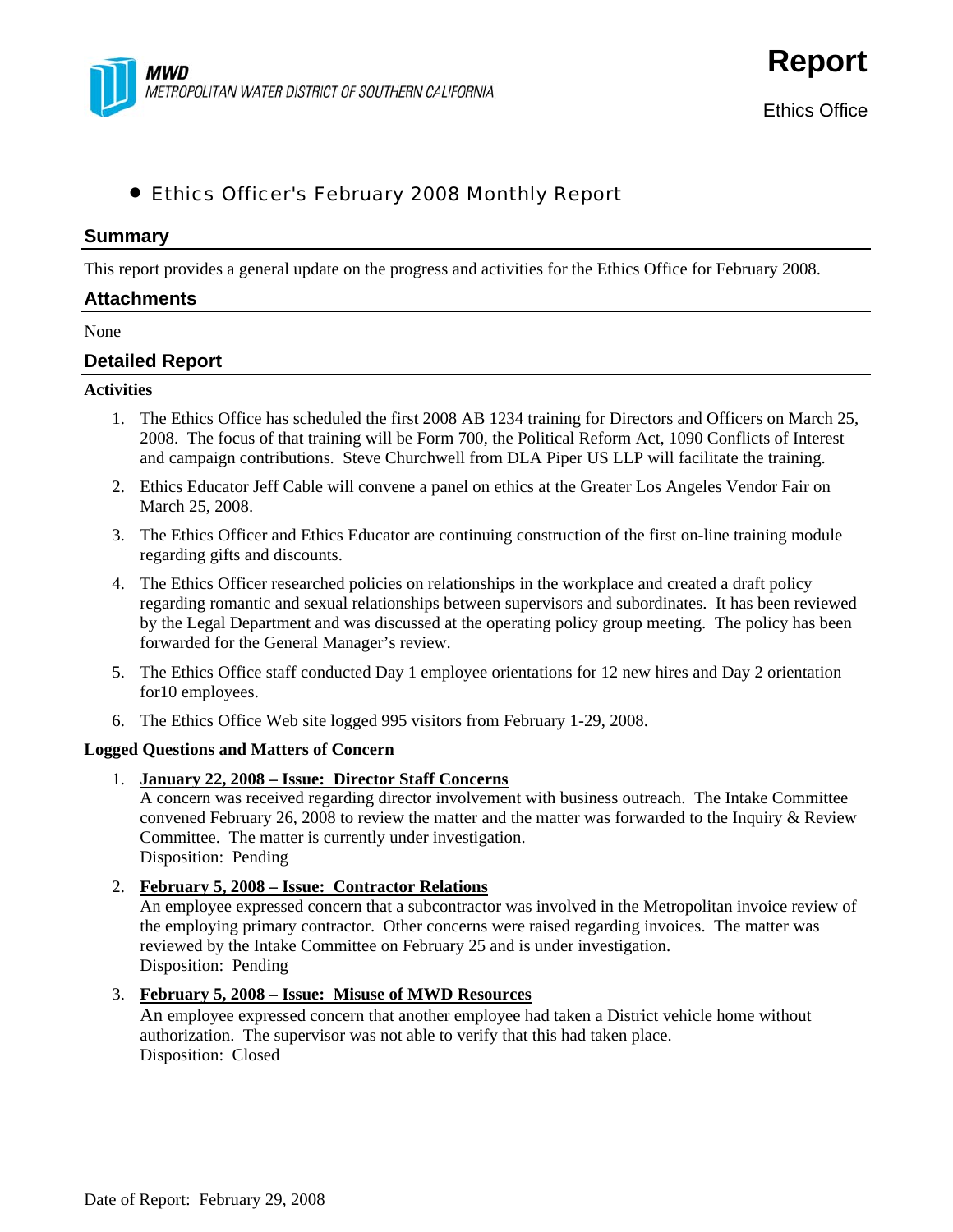MWD
METROPOLITAN WATER DISTRICT OF SOUTHERN CALIFORNIA

# Report

Ethics Office

- Ethics Officer's February 2008 Monthly Report

## Summary

This report provides a general update on the progress and activities for the Ethics Office for February 2008.

## Attachments

None

## Detailed Report

**Activities**

1. The Ethics Office has scheduled the first 2008 AB 1234 training for Directors and Officers on March 25, 2008. The focus of that training will be Form 700, the Political Reform Act, 1090 Conflicts of Interest and campaign contributions. Steve Churchwell from DLA Piper US LLP will facilitate the training.
2. Ethics Educator Jeff Cable will convene a panel on ethics at the Greater Los Angeles Vendor Fair on March 25, 2008.
3. The Ethics Officer and Ethics Educator are continuing construction of the first on-line training module regarding gifts and discounts.
4. The Ethics Officer researched policies on relationships in the workplace and created a draft policy regarding romantic and sexual relationships between supervisors and subordinates. It has been reviewed by the Legal Department and was discussed at the operating policy group meeting. The policy has been forwarded for the General Manager's review.
5. The Ethics Office staff conducted Day 1 employee orientations for 12 new hires and Day 2 orientation for10 employees.
6. The Ethics Office Web site logged 995 visitors from February 1-29, 2008.

**Logged Questions and Matters of Concern**

1. **<u>January 22, 2008 – Issue: Director Staff Concerns</u>**
   A concern was received regarding director involvement with business outreach. The Intake Committee convened February 26, 2008 to review the matter and the matter was forwarded to the Inquiry & Review Committee. The matter is currently under investigation.
   Disposition: Pending
2. **<u>February 5, 2008 – Issue: Contractor Relations</u>**
   An employee expressed concern that a subcontractor was involved in the Metropolitan invoice review of the employing primary contractor. Other concerns were raised regarding invoices. The matter was reviewed by the Intake Committee on February 25 and is under investigation.
   Disposition: Pending
3. **<u>February 5, 2008 – Issue: Misuse of MWD Resources</u>**
   An employee expressed concern that another employee had taken a District vehicle home without authorization. The supervisor was not able to verify that this had taken place.
   Disposition: Closed

Date of Report: February 29, 2008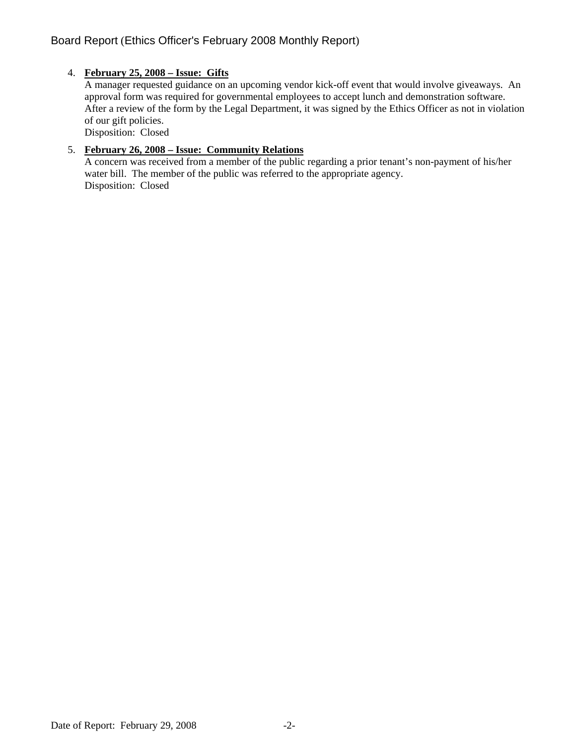4. **February 25, 2008 – Issue: Gifts**
   A manager requested guidance on an upcoming vendor kick-off event that would involve giveaways. An approval form was required for governmental employees to accept lunch and demonstration software. After a review of the form by the Legal Department, it was signed by the Ethics Officer as not in violation of our gift policies.
   Disposition: Closed

5. **February 26, 2008 – Issue: Community Relations**
   A concern was received from a member of the public regarding a prior tenant's non-payment of his/her water bill. The member of the public was referred to the appropriate agency.
   Disposition: Closed